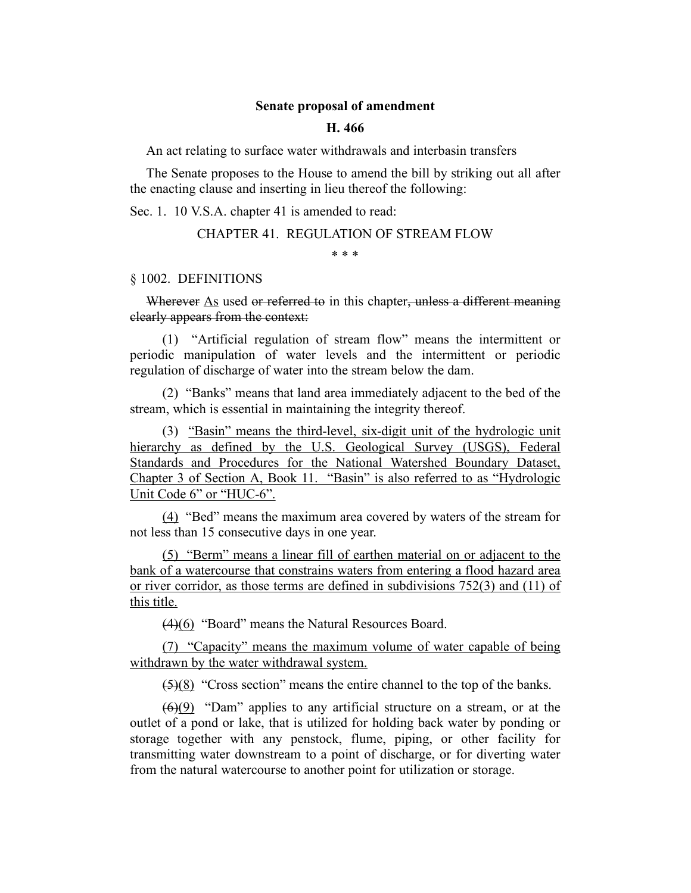**Senate proposal of amendment**

**H. 466**

An act relating to surface water withdrawals and interbasin transfers

The Senate proposes to the House to amend the bill by striking out all after the enacting clause and inserting in lieu thereof the following:

Sec. 1. 10 V.S.A. chapter 41 is amended to read:

CHAPTER 41. REGULATION OF STREAM FLOW

\* \* \*

§ 1002. DEFINITIONS

~~Wherever~~ <u>As</u> used ~~or referred to~~ in this chapter~~, unless a different meaning clearly appears from the context:~~

(1) "Artificial regulation of stream flow" means the intermittent or periodic manipulation of water levels and the intermittent or periodic regulation of discharge of water into the stream below the dam.

(2) "Banks" means that land area immediately adjacent to the bed of the stream, which is essential in maintaining the integrity thereof.

(3) <u>"Basin" means the third-level, six-digit unit of the hydrologic unit hierarchy as defined by the U.S. Geological Survey (USGS), Federal Standards and Procedures for the National Watershed Boundary Dataset, Chapter 3 of Section A, Book 11. "Basin" is also referred to as "Hydrologic Unit Code 6" or "HUC-6".</u>

<u>(4)</u> "Bed" means the maximum area covered by waters of the stream for not less than 15 consecutive days in one year.

<u>(5) "Berm" means a linear fill of earthen material on or adjacent to the bank of a watercourse that constrains waters from entering a flood hazard area or river corridor, as those terms are defined in subdivisions 752(3) and (11) of this title.</u>

~~(4)~~<u>(6)</u> "Board" means the Natural Resources Board.

<u>(7) "Capacity" means the maximum volume of water capable of being withdrawn by the water withdrawal system.</u>

~~(5)~~<u>(8)</u> "Cross section" means the entire channel to the top of the banks.

~~(6)~~<u>(9)</u> "Dam" applies to any artificial structure on a stream, or at the outlet of a pond or lake, that is utilized for holding back water by ponding or storage together with any penstock, flume, piping, or other facility for transmitting water downstream to a point of discharge, or for diverting water from the natural watercourse to another point for utilization or storage.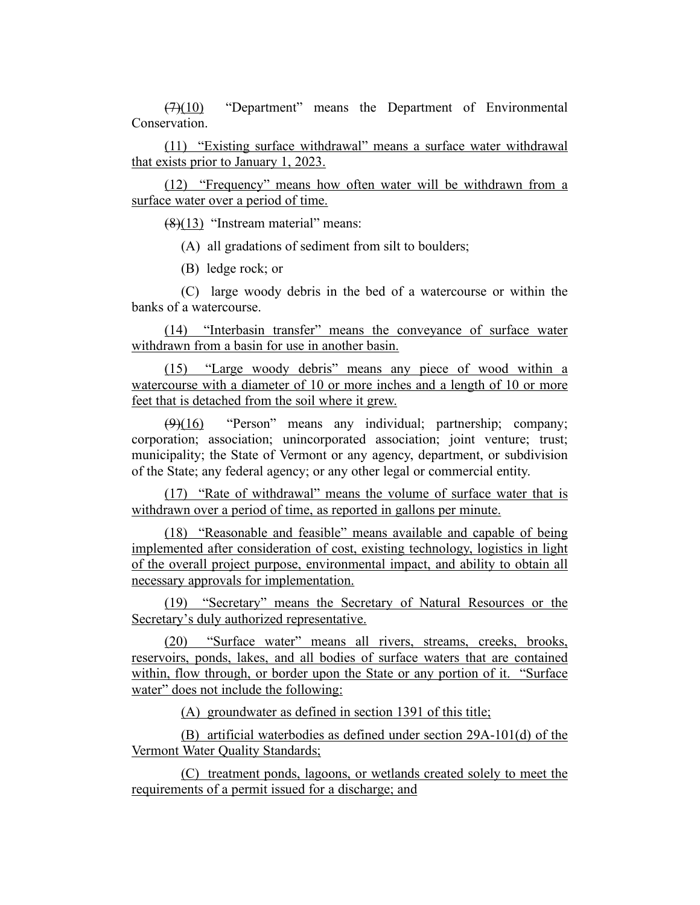~~(7)~~(10) "Department" means the Department of Environmental Conservation.

(11) "Existing surface withdrawal" means a surface water withdrawal that exists prior to January 1, 2023.

(12) "Frequency" means how often water will be withdrawn from a surface water over a period of time.

~~(8)~~(13) "Instream material" means:

(A) all gradations of sediment from silt to boulders;

(B) ledge rock; or

(C) large woody debris in the bed of a watercourse or within the banks of a watercourse.

(14) "Interbasin transfer" means the conveyance of surface water withdrawn from a basin for use in another basin.

(15) "Large woody debris" means any piece of wood within a watercourse with a diameter of 10 or more inches and a length of 10 or more feet that is detached from the soil where it grew.

~~(9)~~(16) "Person" means any individual; partnership; company; corporation; association; unincorporated association; joint venture; trust; municipality; the State of Vermont or any agency, department, or subdivision of the State; any federal agency; or any other legal or commercial entity.

(17) "Rate of withdrawal" means the volume of surface water that is withdrawn over a period of time, as reported in gallons per minute.

(18) "Reasonable and feasible" means available and capable of being implemented after consideration of cost, existing technology, logistics in light of the overall project purpose, environmental impact, and ability to obtain all necessary approvals for implementation.

(19) "Secretary" means the Secretary of Natural Resources or the Secretary's duly authorized representative.

(20) "Surface water" means all rivers, streams, creeks, brooks, reservoirs, ponds, lakes, and all bodies of surface waters that are contained within, flow through, or border upon the State or any portion of it. "Surface water" does not include the following:

(A) groundwater as defined in section 1391 of this title;

(B) artificial waterbodies as defined under section 29A-101(d) of the Vermont Water Quality Standards;

(C) treatment ponds, lagoons, or wetlands created solely to meet the requirements of a permit issued for a discharge; and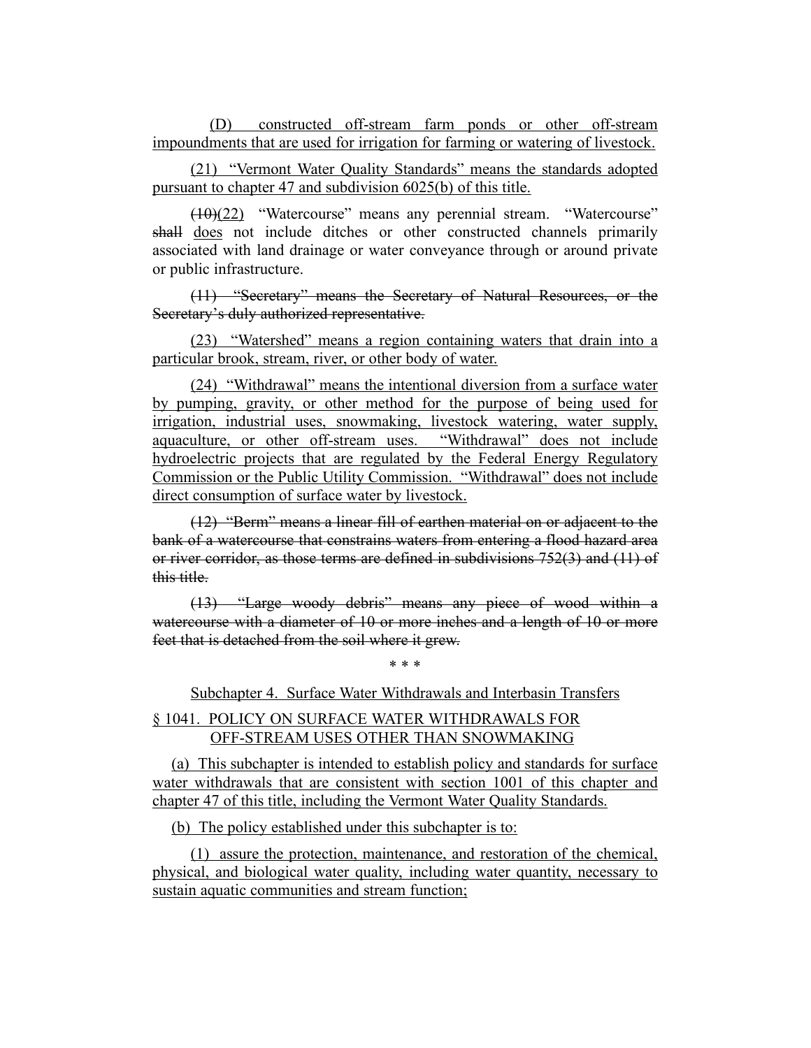(D) constructed off-stream farm ponds or other off-stream impoundments that are used for irrigation for farming or watering of livestock.

(21) "Vermont Water Quality Standards" means the standards adopted pursuant to chapter 47 and subdivision 6025(b) of this title.

~~(10)~~(22) "Watercourse" means any perennial stream. "Watercourse" ~~shall~~ does not include ditches or other constructed channels primarily associated with land drainage or water conveyance through or around private or public infrastructure.

~~(11) "Secretary" means the Secretary of Natural Resources, or the Secretary's duly authorized representative.~~

(23) "Watershed" means a region containing waters that drain into a particular brook, stream, river, or other body of water.

(24) "Withdrawal" means the intentional diversion from a surface water by pumping, gravity, or other method for the purpose of being used for irrigation, industrial uses, snowmaking, livestock watering, water supply, aquaculture, or other off-stream uses. "Withdrawal" does not include hydroelectric projects that are regulated by the Federal Energy Regulatory Commission or the Public Utility Commission. "Withdrawal" does not include direct consumption of surface water by livestock.

~~(12) "Berm" means a linear fill of earthen material on or adjacent to the bank of a watercourse that constrains waters from entering a flood hazard area or river corridor, as those terms are defined in subdivisions 752(3) and (11) of this title.~~

~~(13) "Large woody debris" means any piece of wood within a watercourse with a diameter of 10 or more inches and a length of 10 or more feet that is detached from the soil where it grew.~~

\* \* \*

Subchapter 4. Surface Water Withdrawals and Interbasin Transfers

§ 1041. POLICY ON SURFACE WATER WITHDRAWALS FOR OFF-STREAM USES OTHER THAN SNOWMAKING

(a) This subchapter is intended to establish policy and standards for surface water withdrawals that are consistent with section 1001 of this chapter and chapter 47 of this title, including the Vermont Water Quality Standards.

(b) The policy established under this subchapter is to:

(1) assure the protection, maintenance, and restoration of the chemical, physical, and biological water quality, including water quantity, necessary to sustain aquatic communities and stream function;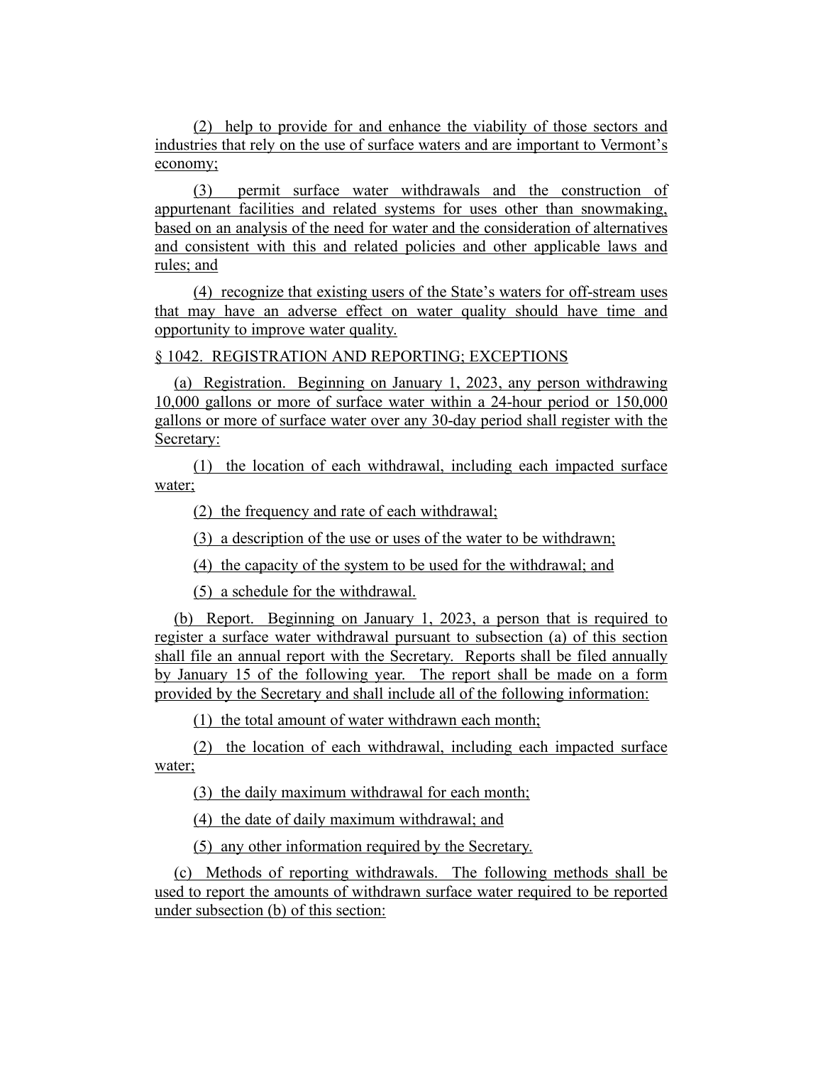(2) help to provide for and enhance the viability of those sectors and industries that rely on the use of surface waters and are important to Vermont's economy;

(3) permit surface water withdrawals and the construction of appurtenant facilities and related systems for uses other than snowmaking, based on an analysis of the need for water and the consideration of alternatives and consistent with this and related policies and other applicable laws and rules; and

(4) recognize that existing users of the State's waters for off-stream uses that may have an adverse effect on water quality should have time and opportunity to improve water quality.

§ 1042. REGISTRATION AND REPORTING; EXCEPTIONS

(a) Registration. Beginning on January 1, 2023, any person withdrawing 10,000 gallons or more of surface water within a 24-hour period or 150,000 gallons or more of surface water over any 30-day period shall register with the Secretary:

(1) the location of each withdrawal, including each impacted surface water;

(2) the frequency and rate of each withdrawal;

(3) a description of the use or uses of the water to be withdrawn;

(4) the capacity of the system to be used for the withdrawal; and

(5) a schedule for the withdrawal.

(b) Report. Beginning on January 1, 2023, a person that is required to register a surface water withdrawal pursuant to subsection (a) of this section shall file an annual report with the Secretary. Reports shall be filed annually by January 15 of the following year. The report shall be made on a form provided by the Secretary and shall include all of the following information:

(1) the total amount of water withdrawn each month;

(2) the location of each withdrawal, including each impacted surface water;

(3) the daily maximum withdrawal for each month;

(4) the date of daily maximum withdrawal; and

(5) any other information required by the Secretary.

(c) Methods of reporting withdrawals. The following methods shall be used to report the amounts of withdrawn surface water required to be reported under subsection (b) of this section: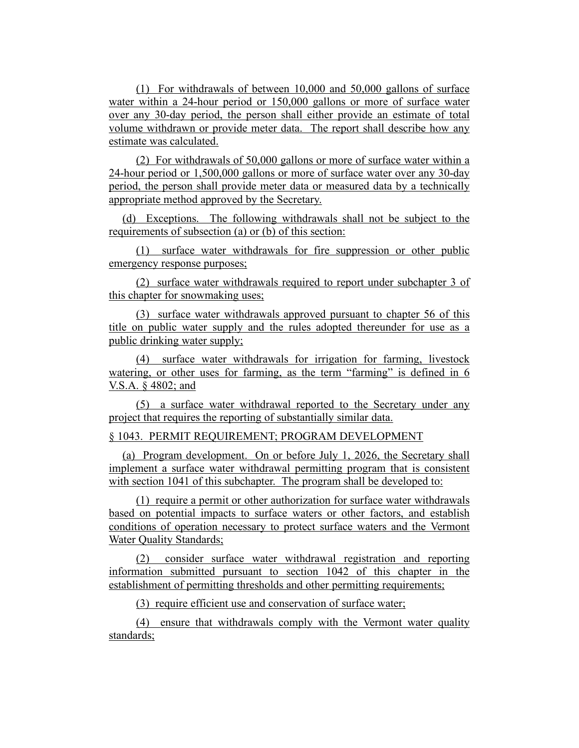(1) For withdrawals of between 10,000 and 50,000 gallons of surface water within a 24-hour period or 150,000 gallons or more of surface water over any 30-day period, the person shall either provide an estimate of total volume withdrawn or provide meter data. The report shall describe how any estimate was calculated.

(2) For withdrawals of 50,000 gallons or more of surface water within a 24-hour period or 1,500,000 gallons or more of surface water over any 30-day period, the person shall provide meter data or measured data by a technically appropriate method approved by the Secretary.

(d) Exceptions. The following withdrawals shall not be subject to the requirements of subsection (a) or (b) of this section:

(1) surface water withdrawals for fire suppression or other public emergency response purposes;

(2) surface water withdrawals required to report under subchapter 3 of this chapter for snowmaking uses;

(3) surface water withdrawals approved pursuant to chapter 56 of this title on public water supply and the rules adopted thereunder for use as a public drinking water supply;

(4) surface water withdrawals for irrigation for farming, livestock watering, or other uses for farming, as the term "farming" is defined in 6 V.S.A. § 4802; and

(5) a surface water withdrawal reported to the Secretary under any project that requires the reporting of substantially similar data.

§ 1043. PERMIT REQUIREMENT; PROGRAM DEVELOPMENT

(a) Program development. On or before July 1, 2026, the Secretary shall implement a surface water withdrawal permitting program that is consistent with section 1041 of this subchapter. The program shall be developed to:

(1) require a permit or other authorization for surface water withdrawals based on potential impacts to surface waters or other factors, and establish conditions of operation necessary to protect surface waters and the Vermont Water Quality Standards;

(2) consider surface water withdrawal registration and reporting information submitted pursuant to section 1042 of this chapter in the establishment of permitting thresholds and other permitting requirements;

(3) require efficient use and conservation of surface water;

(4) ensure that withdrawals comply with the Vermont water quality standards;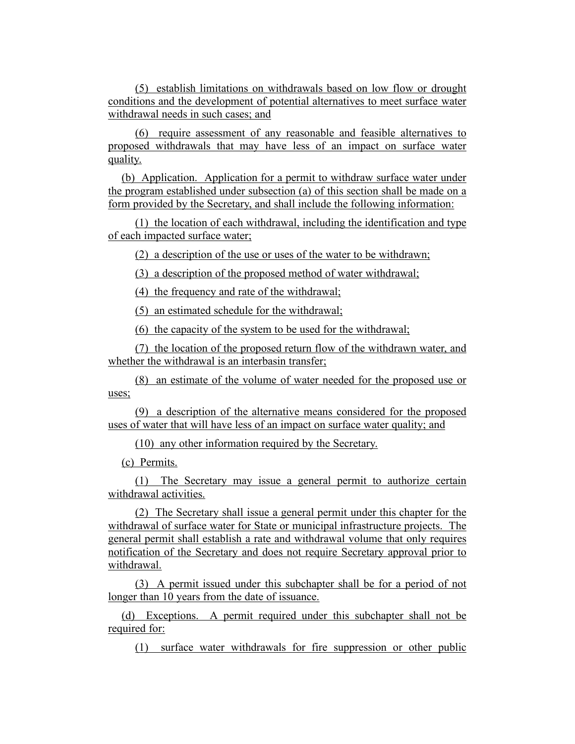(5) establish limitations on withdrawals based on low flow or drought conditions and the development of potential alternatives to meet surface water withdrawal needs in such cases; and

(6) require assessment of any reasonable and feasible alternatives to proposed withdrawals that may have less of an impact on surface water quality.

(b) Application. Application for a permit to withdraw surface water under the program established under subsection (a) of this section shall be made on a form provided by the Secretary, and shall include the following information:

(1) the location of each withdrawal, including the identification and type of each impacted surface water;

(2) a description of the use or uses of the water to be withdrawn;

(3) a description of the proposed method of water withdrawal;

(4) the frequency and rate of the withdrawal;

(5) an estimated schedule for the withdrawal;

(6) the capacity of the system to be used for the withdrawal;

(7) the location of the proposed return flow of the withdrawn water, and whether the withdrawal is an interbasin transfer;

(8) an estimate of the volume of water needed for the proposed use or uses;

(9) a description of the alternative means considered for the proposed uses of water that will have less of an impact on surface water quality; and

(10) any other information required by the Secretary.

(c) Permits.

(1) The Secretary may issue a general permit to authorize certain withdrawal activities.

(2) The Secretary shall issue a general permit under this chapter for the withdrawal of surface water for State or municipal infrastructure projects. The general permit shall establish a rate and withdrawal volume that only requires notification of the Secretary and does not require Secretary approval prior to withdrawal.

(3) A permit issued under this subchapter shall be for a period of not longer than 10 years from the date of issuance.

(d) Exceptions. A permit required under this subchapter shall not be required for:

(1) surface water withdrawals for fire suppression or other public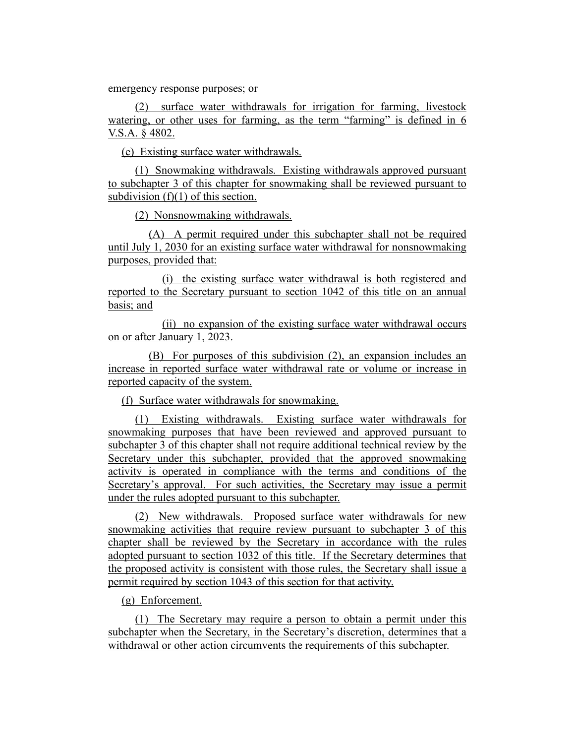emergency response purposes; or

(2) surface water withdrawals for irrigation for farming, livestock watering, or other uses for farming, as the term "farming" is defined in 6 V.S.A. § 4802.

(e) Existing surface water withdrawals.

(1) Snowmaking withdrawals. Existing withdrawals approved pursuant to subchapter 3 of this chapter for snowmaking shall be reviewed pursuant to subdivision (f)(1) of this section.

(2) Nonsnowmaking withdrawals.

(A) A permit required under this subchapter shall not be required until July 1, 2030 for an existing surface water withdrawal for nonsnowmaking purposes, provided that:

(i) the existing surface water withdrawal is both registered and reported to the Secretary pursuant to section 1042 of this title on an annual basis; and

(ii) no expansion of the existing surface water withdrawal occurs on or after January 1, 2023.

(B) For purposes of this subdivision (2), an expansion includes an increase in reported surface water withdrawal rate or volume or increase in reported capacity of the system.

(f) Surface water withdrawals for snowmaking.

(1) Existing withdrawals. Existing surface water withdrawals for snowmaking purposes that have been reviewed and approved pursuant to subchapter 3 of this chapter shall not require additional technical review by the Secretary under this subchapter, provided that the approved snowmaking activity is operated in compliance with the terms and conditions of the Secretary's approval. For such activities, the Secretary may issue a permit under the rules adopted pursuant to this subchapter.

(2) New withdrawals. Proposed surface water withdrawals for new snowmaking activities that require review pursuant to subchapter 3 of this chapter shall be reviewed by the Secretary in accordance with the rules adopted pursuant to section 1032 of this title. If the Secretary determines that the proposed activity is consistent with those rules, the Secretary shall issue a permit required by section 1043 of this section for that activity.

(g) Enforcement.

(1) The Secretary may require a person to obtain a permit under this subchapter when the Secretary, in the Secretary's discretion, determines that a withdrawal or other action circumvents the requirements of this subchapter.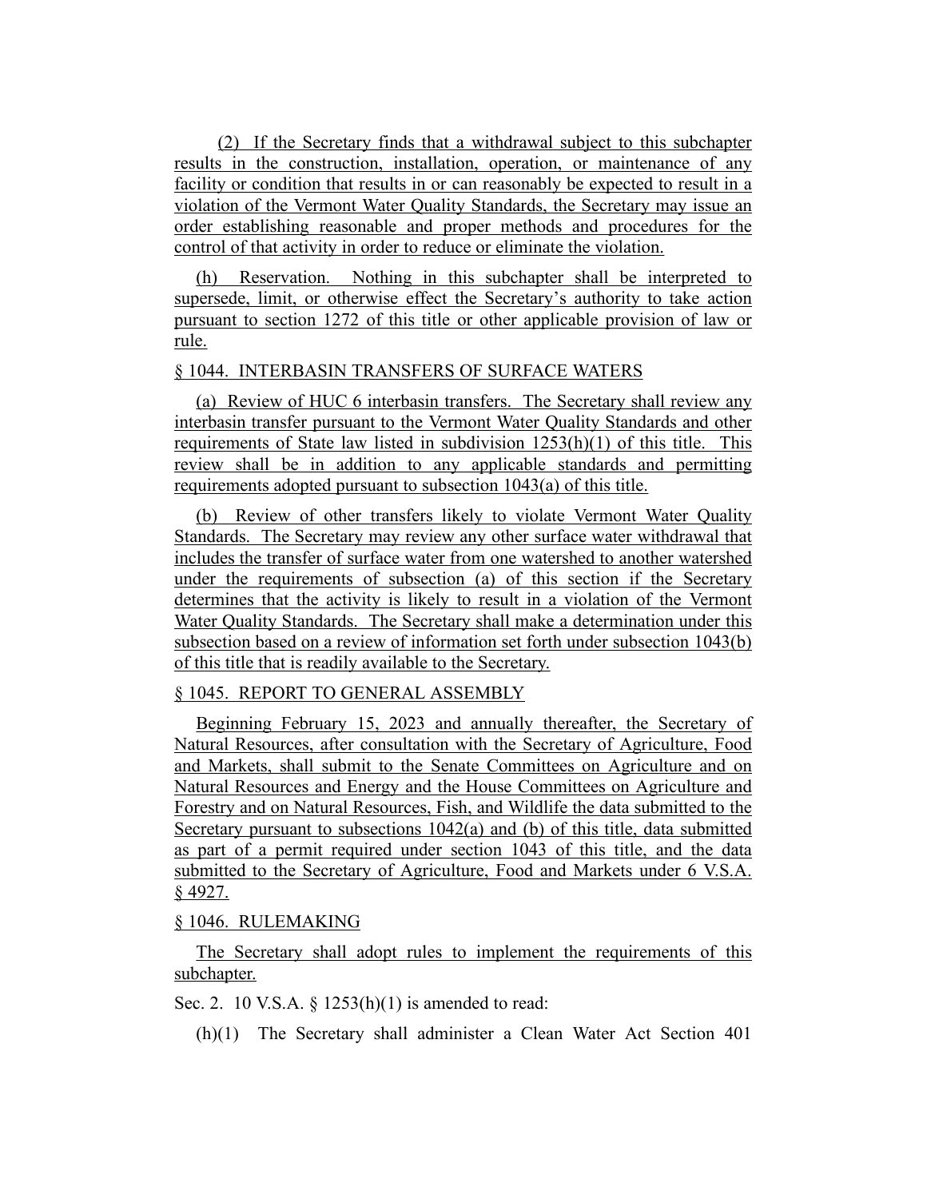(2) If the Secretary finds that a withdrawal subject to this subchapter results in the construction, installation, operation, or maintenance of any facility or condition that results in or can reasonably be expected to result in a violation of the Vermont Water Quality Standards, the Secretary may issue an order establishing reasonable and proper methods and procedures for the control of that activity in order to reduce or eliminate the violation.

(h) Reservation. Nothing in this subchapter shall be interpreted to supersede, limit, or otherwise effect the Secretary's authority to take action pursuant to section 1272 of this title or other applicable provision of law or rule.

§ 1044. INTERBASIN TRANSFERS OF SURFACE WATERS

(a) Review of HUC 6 interbasin transfers. The Secretary shall review any interbasin transfer pursuant to the Vermont Water Quality Standards and other requirements of State law listed in subdivision 1253(h)(1) of this title. This review shall be in addition to any applicable standards and permitting requirements adopted pursuant to subsection 1043(a) of this title.

(b) Review of other transfers likely to violate Vermont Water Quality Standards. The Secretary may review any other surface water withdrawal that includes the transfer of surface water from one watershed to another watershed under the requirements of subsection (a) of this section if the Secretary determines that the activity is likely to result in a violation of the Vermont Water Quality Standards. The Secretary shall make a determination under this subsection based on a review of information set forth under subsection 1043(b) of this title that is readily available to the Secretary.

§ 1045. REPORT TO GENERAL ASSEMBLY

Beginning February 15, 2023 and annually thereafter, the Secretary of Natural Resources, after consultation with the Secretary of Agriculture, Food and Markets, shall submit to the Senate Committees on Agriculture and on Natural Resources and Energy and the House Committees on Agriculture and Forestry and on Natural Resources, Fish, and Wildlife the data submitted to the Secretary pursuant to subsections 1042(a) and (b) of this title, data submitted as part of a permit required under section 1043 of this title, and the data submitted to the Secretary of Agriculture, Food and Markets under 6 V.S.A. § 4927.

§ 1046. RULEMAKING

The Secretary shall adopt rules to implement the requirements of this subchapter.

Sec. 2. 10 V.S.A. § 1253(h)(1) is amended to read:

(h)(1) The Secretary shall administer a Clean Water Act Section 401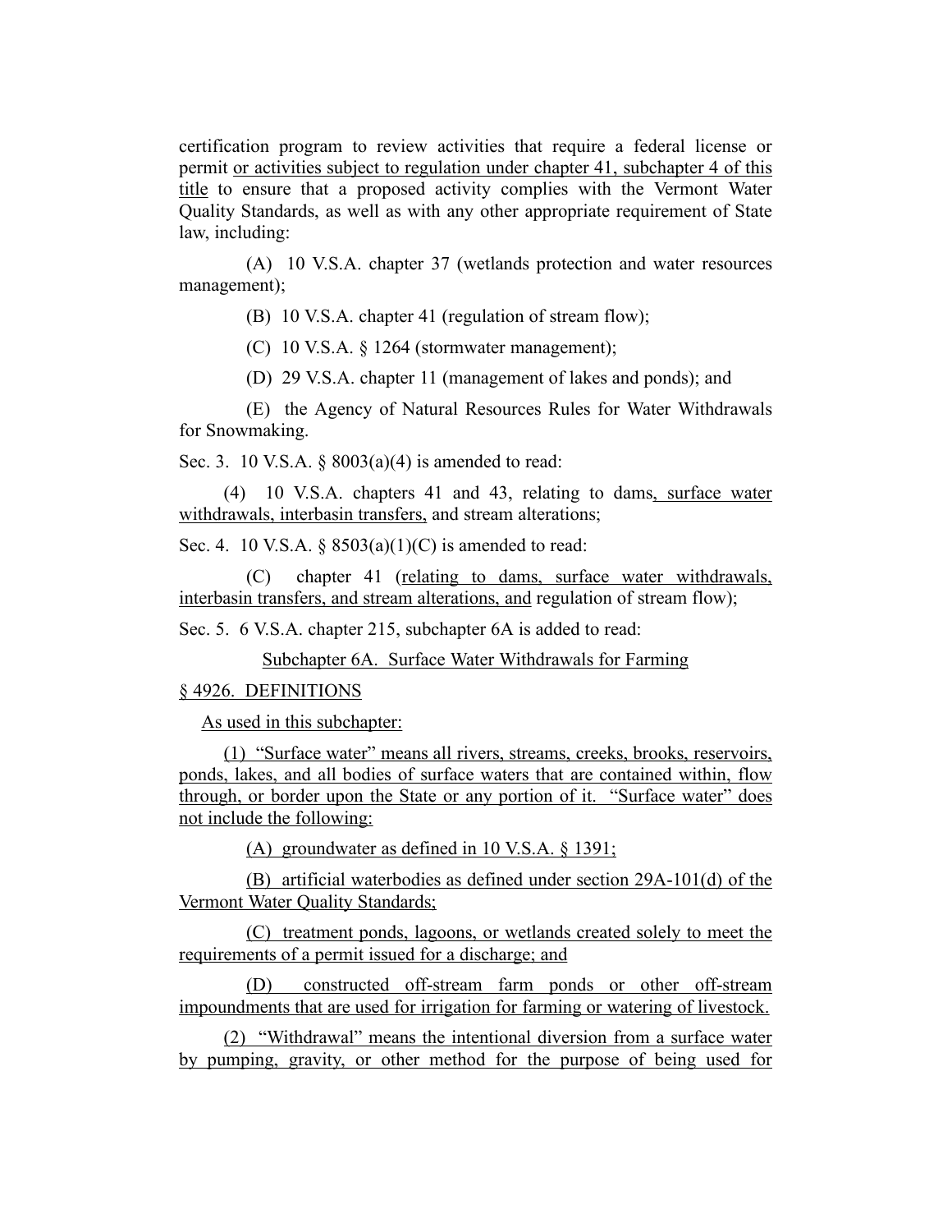certification program to review activities that require a federal license or permit <u>or activities subject to regulation under chapter 41, subchapter 4 of this title</u> to ensure that a proposed activity complies with the Vermont Water Quality Standards, as well as with any other appropriate requirement of State law, including:

(A) 10 V.S.A. chapter 37 (wetlands protection and water resources management);

(B) 10 V.S.A. chapter 41 (regulation of stream flow);

(C) 10 V.S.A. § 1264 (stormwater management);

(D) 29 V.S.A. chapter 11 (management of lakes and ponds); and

(E) the Agency of Natural Resources Rules for Water Withdrawals for Snowmaking.

Sec. 3. 10 V.S.A. § 8003(a)(4) is amended to read:

(4) 10 V.S.A. chapters 41 and 43, relating to dams<u>, surface water withdrawals, interbasin transfers,</u> and stream alterations;

Sec. 4. 10 V.S.A. § 8503(a)(1)(C) is amended to read:

(C) chapter 41 (<u>relating to dams, surface water withdrawals, interbasin transfers, and stream alterations, and</u> regulation of stream flow);

Sec. 5. 6 V.S.A. chapter 215, subchapter 6A is added to read:

<u>Subchapter 6A. Surface Water Withdrawals for Farming</u>

<u>§ 4926. DEFINITIONS</u>

<u>As used in this subchapter:</u>

<u>(1) "Surface water" means all rivers, streams, creeks, brooks, reservoirs, ponds, lakes, and all bodies of surface waters that are contained within, flow through, or border upon the State or any portion of it. "Surface water" does not include the following:</u>

<u>(A) groundwater as defined in 10 V.S.A. § 1391;</u>

<u>(B) artificial waterbodies as defined under section 29A-101(d) of the Vermont Water Quality Standards;</u>

<u>(C) treatment ponds, lagoons, or wetlands created solely to meet the requirements of a permit issued for a discharge; and</u>

<u>(D) constructed off-stream farm ponds or other off-stream impoundments that are used for irrigation for farming or watering of livestock.</u>

<u>(2) "Withdrawal" means the intentional diversion from a surface water by pumping, gravity, or other method for the purpose of being used for</u>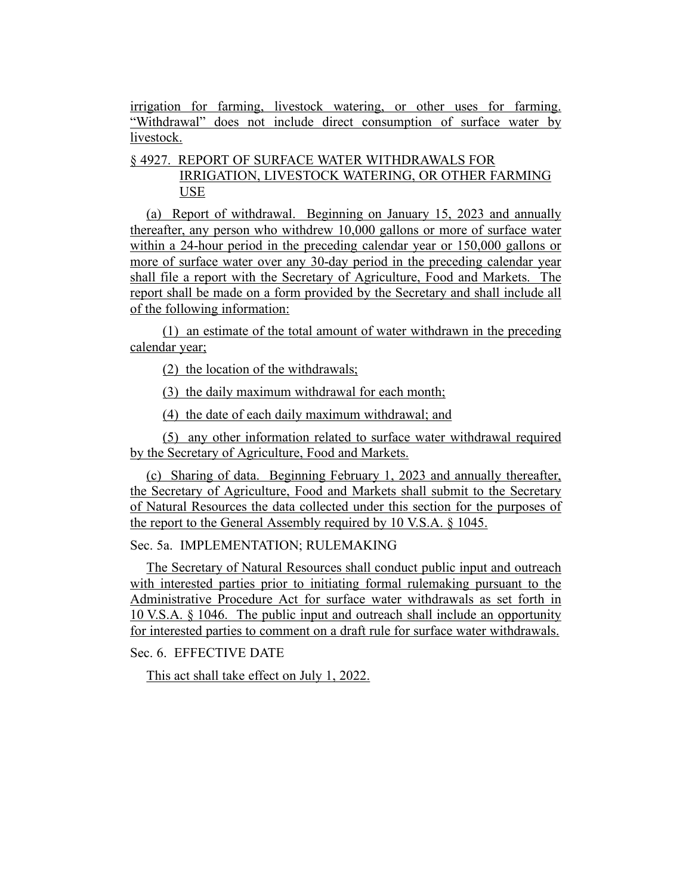irrigation for farming, livestock watering, or other uses for farming. "Withdrawal" does not include direct consumption of surface water by livestock.

§ 4927. REPORT OF SURFACE WATER WITHDRAWALS FOR IRRIGATION, LIVESTOCK WATERING, OR OTHER FARMING USE

(a) Report of withdrawal. Beginning on January 15, 2023 and annually thereafter, any person who withdrew 10,000 gallons or more of surface water within a 24-hour period in the preceding calendar year or 150,000 gallons or more of surface water over any 30-day period in the preceding calendar year shall file a report with the Secretary of Agriculture, Food and Markets. The report shall be made on a form provided by the Secretary and shall include all of the following information:

(1) an estimate of the total amount of water withdrawn in the preceding calendar year;

(2) the location of the withdrawals;

(3) the daily maximum withdrawal for each month;

(4) the date of each daily maximum withdrawal; and

(5) any other information related to surface water withdrawal required by the Secretary of Agriculture, Food and Markets.

(c) Sharing of data. Beginning February 1, 2023 and annually thereafter, the Secretary of Agriculture, Food and Markets shall submit to the Secretary of Natural Resources the data collected under this section for the purposes of the report to the General Assembly required by 10 V.S.A. § 1045.

Sec. 5a. IMPLEMENTATION; RULEMAKING

The Secretary of Natural Resources shall conduct public input and outreach with interested parties prior to initiating formal rulemaking pursuant to the Administrative Procedure Act for surface water withdrawals as set forth in 10 V.S.A. § 1046. The public input and outreach shall include an opportunity for interested parties to comment on a draft rule for surface water withdrawals.

Sec. 6. EFFECTIVE DATE

This act shall take effect on July 1, 2022.